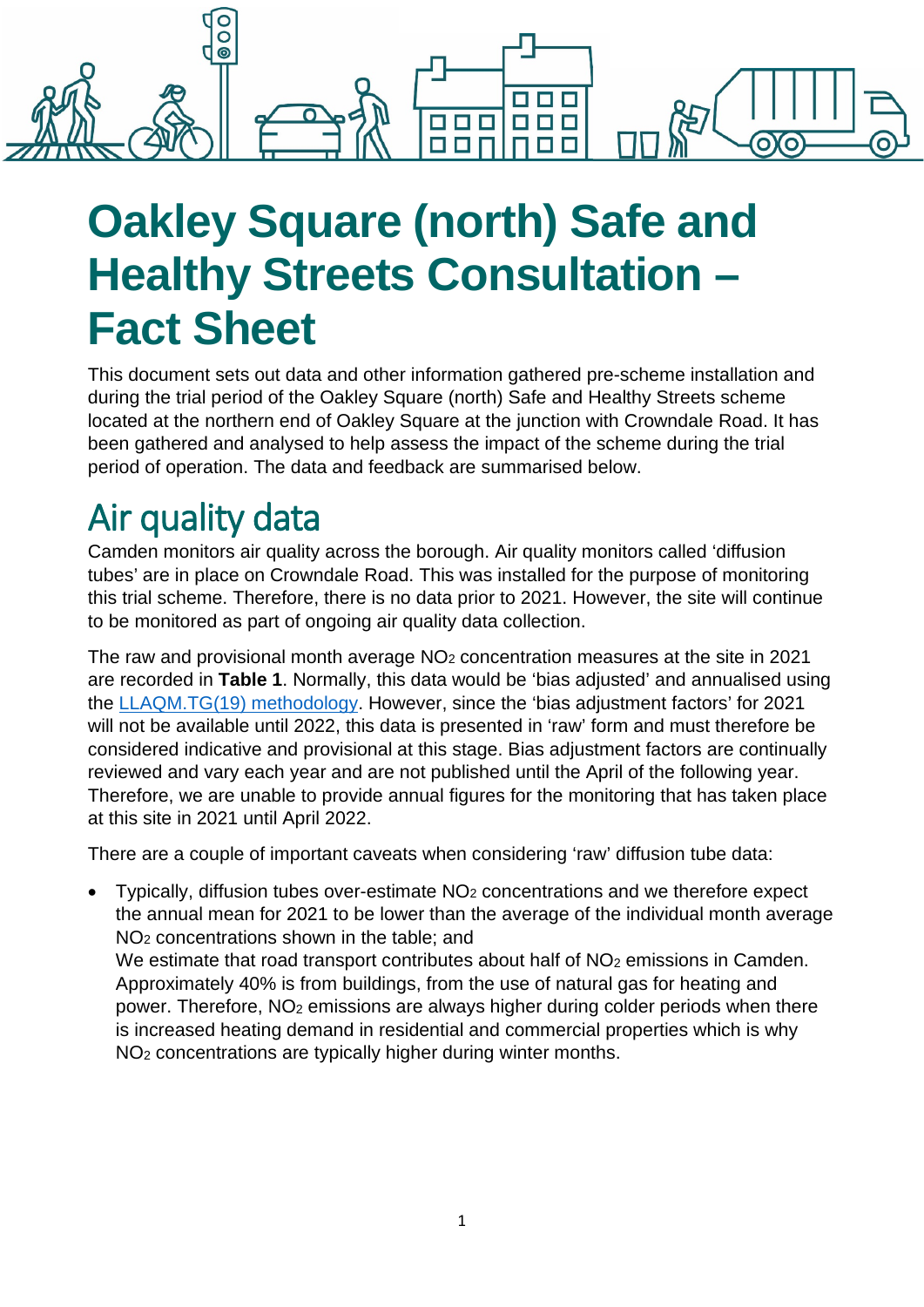# Oakley Square (north) Safe and Healthy Streets Consultation – Fact Sheet

This document sets out data and other information gathered pre-scheme installation and during the trial period of the Oakley Square (north) Safe and Healthy Streets scheme located at the northern end of Oakley Square at the junction with Crowndale Road. It has been gathered and analysed to help assess the impact of the scheme during the trial period of operation. The data and feedback are summarised below.

## Air quality data

Camden monitors air quality across the borough. Air quality monitors called 'diffusion tubes' are in place on Crowndale Road. This was installed for the purpose of monitoring this trial scheme. Therefore, there is no data prior to 2021. However, the site will continue to be monitored as part of ongoing air quality data collection.

The raw and provisional month average $NO_2$ concentration measures at the site in 2021 are recorded in **Table 1**. Normally, this data would be 'bias adjusted' and annualised using the LLAQM.TG(19) methodology. However, since the 'bias adjustment factors' for 2021 will not be available until 2022, this data is presented in 'raw' form and must therefore be considered indicative and provisional at this stage. Bias adjustment factors are continually reviewed and vary each year and are not published until the April of the following year. Therefore, we are unable to provide annual figures for the monitoring that has taken place at this site in 2021 until April 2022.

There are a couple of important caveats when considering 'raw' diffusion tube data:

- Typically, diffusion tubes over-estimate $NO_2$ concentrations and we therefore expect the annual mean for 2021 to be lower than the average of the individual month average $NO_2$ concentrations shown in the table; and
  We estimate that road transport contributes about half of $NO_2$ emissions in Camden. Approximately 40% is from buildings, from the use of natural gas for heating and power. Therefore, $NO_2$ emissions are always higher during colder periods when there is increased heating demand in residential and commercial properties which is why $NO_2$ concentrations are typically higher during winter months.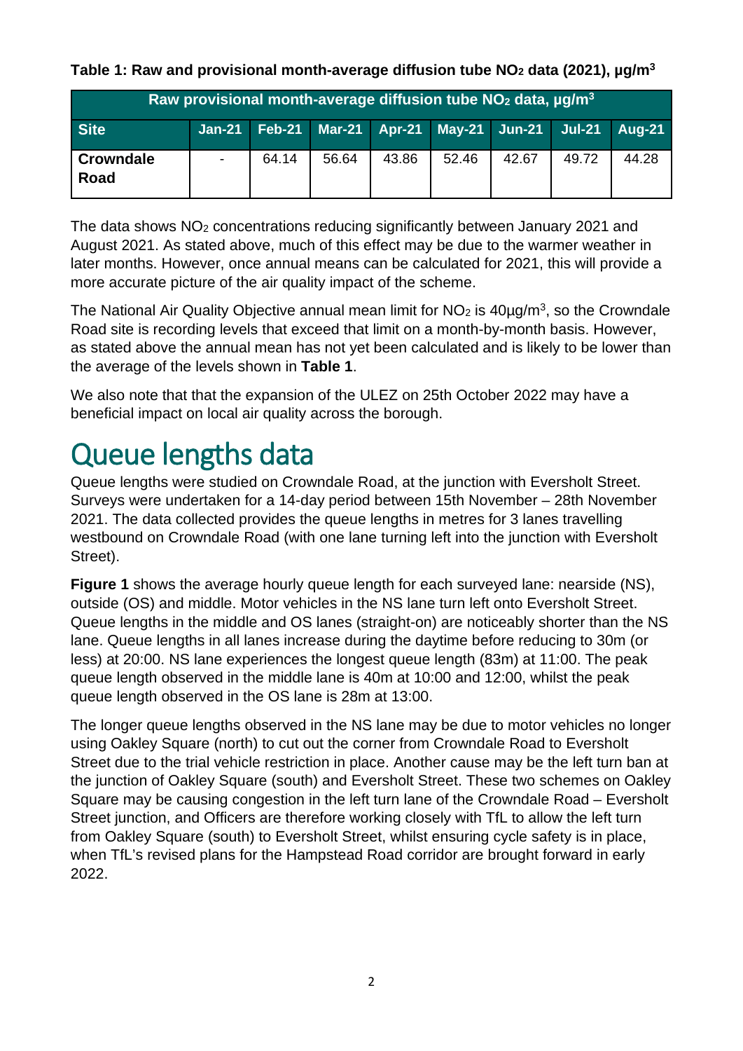**Table 1: Raw and provisional month-average diffusion tube $NO_2$ data (2021), µg/m$^3$**

| Raw provisional month-average diffusion tube $NO_2$ data, µg/m$^3$ | | | | | | | | |
|---|---|---|---|---|---|---|---|---|
| **Site** | **Jan-21** | **Feb-21** | **Mar-21** | **Apr-21** | **May-21** | **Jun-21** | **Jul-21** | **Aug-21** |
| **Crowndale Road** | - | 64.14 | 56.64 | 43.86 | 52.46 | 42.67 | 49.72 | 44.28 |

The data shows $NO_2$ concentrations reducing significantly between January 2021 and August 2021. As stated above, much of this effect may be due to the warmer weather in later months. However, once annual means can be calculated for 2021, this will provide a more accurate picture of the air quality impact of the scheme.

The National Air Quality Objective annual mean limit for $NO_2$ is 40µg/m$^3$, so the Crowndale Road site is recording levels that exceed that limit on a month-by-month basis. However, as stated above the annual mean has not yet been calculated and is likely to be lower than the average of the levels shown in **Table 1**.

We also note that that the expansion of the ULEZ on 25th October 2022 may have a beneficial impact on local air quality across the borough.

# Queue lengths data

Queue lengths were studied on Crowndale Road, at the junction with Eversholt Street. Surveys were undertaken for a 14-day period between 15th November – 28th November 2021. The data collected provides the queue lengths in metres for 3 lanes travelling westbound on Crowndale Road (with one lane turning left into the junction with Eversholt Street).

**Figure 1** shows the average hourly queue length for each surveyed lane: nearside (NS), outside (OS) and middle. Motor vehicles in the NS lane turn left onto Eversholt Street. Queue lengths in the middle and OS lanes (straight-on) are noticeably shorter than the NS lane. Queue lengths in all lanes increase during the daytime before reducing to 30m (or less) at 20:00. NS lane experiences the longest queue length (83m) at 11:00. The peak queue length observed in the middle lane is 40m at 10:00 and 12:00, whilst the peak queue length observed in the OS lane is 28m at 13:00.

The longer queue lengths observed in the NS lane may be due to motor vehicles no longer using Oakley Square (north) to cut out the corner from Crowndale Road to Eversholt Street due to the trial vehicle restriction in place. Another cause may be the left turn ban at the junction of Oakley Square (south) and Eversholt Street. These two schemes on Oakley Square may be causing congestion in the left turn lane of the Crowndale Road – Eversholt Street junction, and Officers are therefore working closely with TfL to allow the left turn from Oakley Square (south) to Eversholt Street, whilst ensuring cycle safety is in place, when TfL's revised plans for the Hampstead Road corridor are brought forward in early 2022.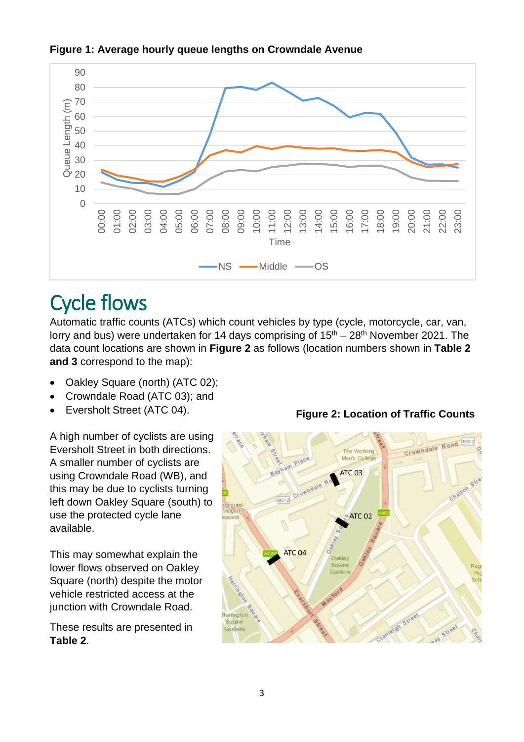**Figure 1: Average hourly queue lengths on Crowndale Avenue**

# Cycle flows

Automatic traffic counts (ATCs) which count vehicles by type (cycle, motorcycle, car, van, lorry and bus) were undertaken for 14 days comprising of 15th – 28th November 2021. The data count locations are shown in **Figure 2** as follows (location numbers shown in **Table 2 and 3** correspond to the map):

- Oakley Square (north) (ATC 02);
- Crowndale Road (ATC 03); and
- Eversholt Street (ATC 04).

A high number of cyclists are using Eversholt Street in both directions. A smaller number of cyclists are using Crowndale Road (WB), and this may be due to cyclists turning left down Oakley Square (south) to use the protected cycle lane available.

This may somewhat explain the lower flows observed on Oakley Square (north) despite the motor vehicle restricted access at the junction with Crowndale Road.

These results are presented in **Table 2**.

**Figure 2: Location of Traffic Counts**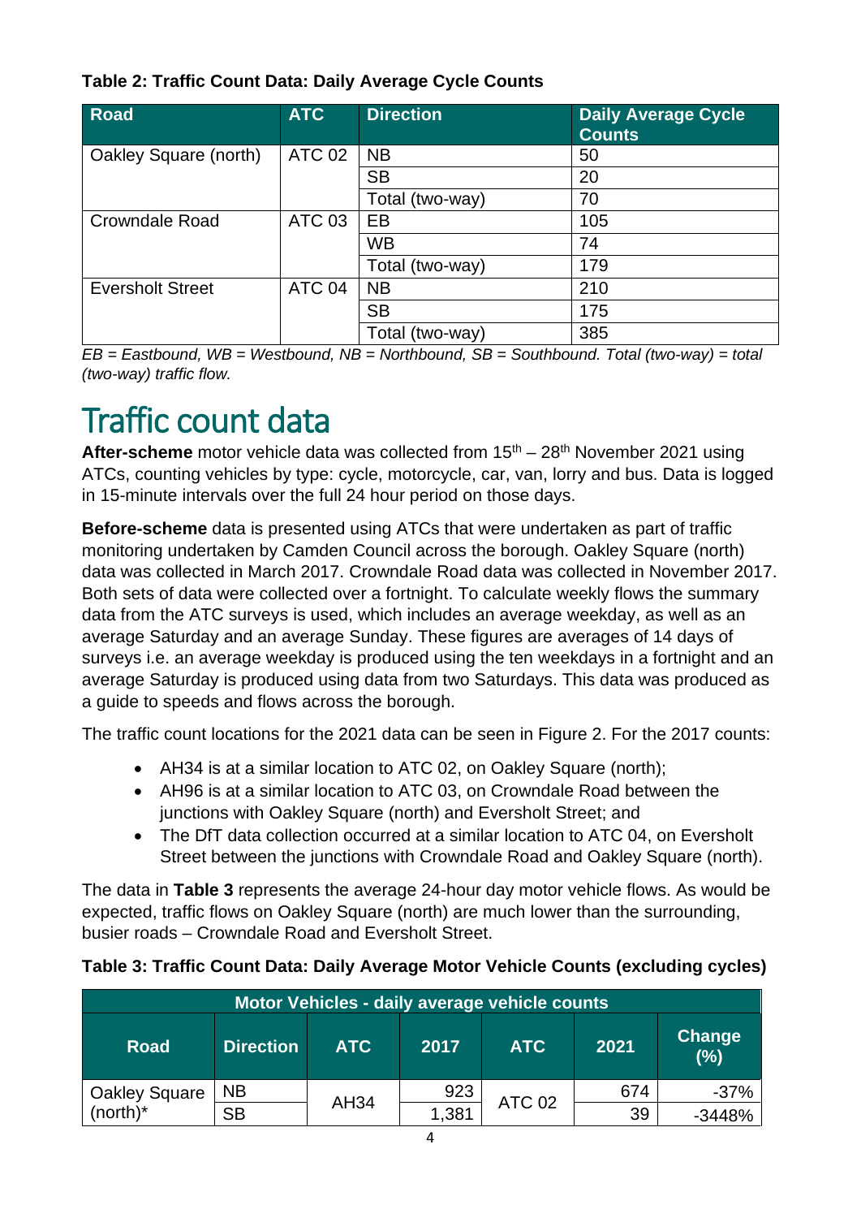**Table 2: Traffic Count Data: Daily Average Cycle Counts**

| Road | ATC | Direction | Daily Average Cycle Counts |
|---|---|---|---|
| Oakley Square (north) | ATC 02 | NB | 50 |
| | | SB | 20 |
| | | Total (two-way) | 70 |
| Crowndale Road | ATC 03 | EB | 105 |
| | | WB | 74 |
| | | Total (two-way) | 179 |
| Eversholt Street | ATC 04 | NB | 210 |
| | | SB | 175 |
| | | Total (two-way) | 385 |

*EB = Eastbound, WB = Westbound, NB = Northbound, SB = Southbound. Total (two-way) = total (two-way) traffic flow.*

# Traffic count data

**After-scheme** motor vehicle data was collected from 15th – 28th November 2021 using ATCs, counting vehicles by type: cycle, motorcycle, car, van, lorry and bus. Data is logged in 15-minute intervals over the full 24 hour period on those days.

**Before-scheme** data is presented using ATCs that were undertaken as part of traffic monitoring undertaken by Camden Council across the borough. Oakley Square (north) data was collected in March 2017. Crowndale Road data was collected in November 2017. Both sets of data were collected over a fortnight. To calculate weekly flows the summary data from the ATC surveys is used, which includes an average weekday, as well as an average Saturday and an average Sunday. These figures are averages of 14 days of surveys i.e. an average weekday is produced using the ten weekdays in a fortnight and an average Saturday is produced using data from two Saturdays. This data was produced as a guide to speeds and flows across the borough.

The traffic count locations for the 2021 data can be seen in Figure 2. For the 2017 counts:

- AH34 is at a similar location to ATC 02, on Oakley Square (north);
- AH96 is at a similar location to ATC 03, on Crowndale Road between the junctions with Oakley Square (north) and Eversholt Street; and
- The DfT data collection occurred at a similar location to ATC 04, on Eversholt Street between the junctions with Crowndale Road and Oakley Square (north).

The data in **Table 3** represents the average 24-hour day motor vehicle flows. As would be expected, traffic flows on Oakley Square (north) are much lower than the surrounding, busier roads – Crowndale Road and Eversholt Street.

**Table 3: Traffic Count Data: Daily Average Motor Vehicle Counts (excluding cycles)**

| Motor Vehicles - daily average vehicle counts | | | | | | |
|---|---|---|---|---|---|---|
| Road | Direction | ATC | 2017 | ATC | 2021 | Change (%) |
| Oakley Square (north)* | NB | AH34 | 923 | ATC 02 | 674 | -37% |
| | SB | | 1,381 | | 39 | -3448% |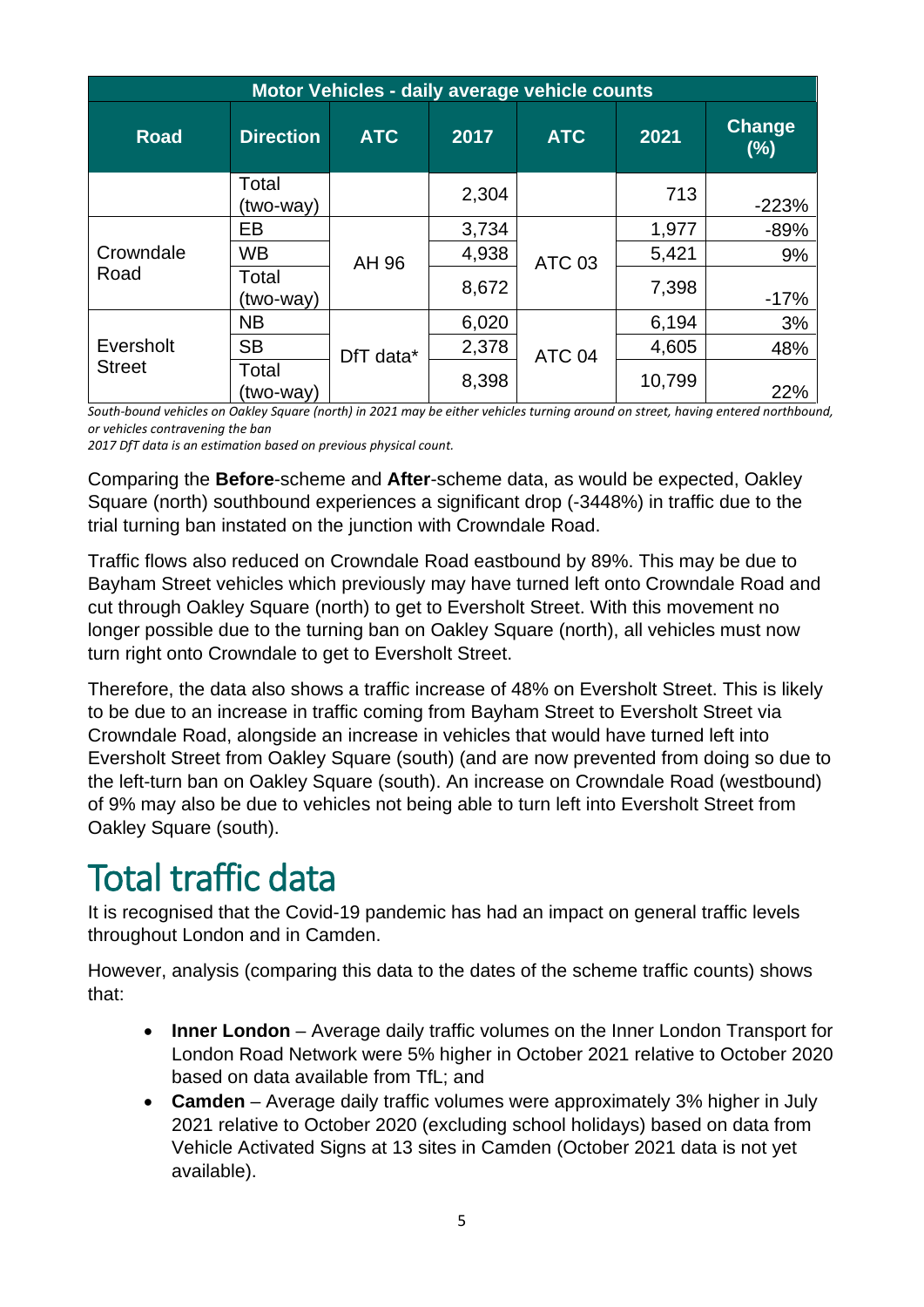| Motor Vehicles - daily average vehicle counts | | | | | | |
|---|---|---|---|---|---|---|
| **Road** | **Direction** | **ATC** | **2017** | **ATC** | **2021** | **Change (%)** |
| | Total (two-way) | | 2,304 | | 713 | -223% |
| Crowndale Road | EB | AH 96 | 3,734 | ATC 03 | 1,977 | -89% |
| | WB | | 4,938 | | 5,421 | 9% |
| | Total (two-way) | | 8,672 | | 7,398 | -17% |
| Eversholt Street | NB | DfT data* | 6,020 | ATC 04 | 6,194 | 3% |
| | SB | | 2,378 | | 4,605 | 48% |
| | Total (two-way) | | 8,398 | | 10,799 | 22% |

*South-bound vehicles on Oakley Square (north) in 2021 may be either vehicles turning around on street, having entered northbound, or vehicles contravening the ban*

*2017 DfT data is an estimation based on previous physical count.*

Comparing the **Before**-scheme and **After**-scheme data, as would be expected, Oakley Square (north) southbound experiences a significant drop (-3448%) in traffic due to the trial turning ban instated on the junction with Crowndale Road.

Traffic flows also reduced on Crowndale Road eastbound by 89%. This may be due to Bayham Street vehicles which previously may have turned left onto Crowndale Road and cut through Oakley Square (north) to get to Eversholt Street. With this movement no longer possible due to the turning ban on Oakley Square (north), all vehicles must now turn right onto Crowndale to get to Eversholt Street.

Therefore, the data also shows a traffic increase of 48% on Eversholt Street. This is likely to be due to an increase in traffic coming from Bayham Street to Eversholt Street via Crowndale Road, alongside an increase in vehicles that would have turned left into Eversholt Street from Oakley Square (south) (and are now prevented from doing so due to the left-turn ban on Oakley Square (south). An increase on Crowndale Road (westbound) of 9% may also be due to vehicles not being able to turn left into Eversholt Street from Oakley Square (south).

# Total traffic data

It is recognised that the Covid-19 pandemic has had an impact on general traffic levels throughout London and in Camden.

However, analysis (comparing this data to the dates of the scheme traffic counts) shows that:

- **Inner London** – Average daily traffic volumes on the Inner London Transport for London Road Network were 5% higher in October 2021 relative to October 2020 based on data available from TfL; and
- **Camden** – Average daily traffic volumes were approximately 3% higher in July 2021 relative to October 2020 (excluding school holidays) based on data from Vehicle Activated Signs at 13 sites in Camden (October 2021 data is not yet available).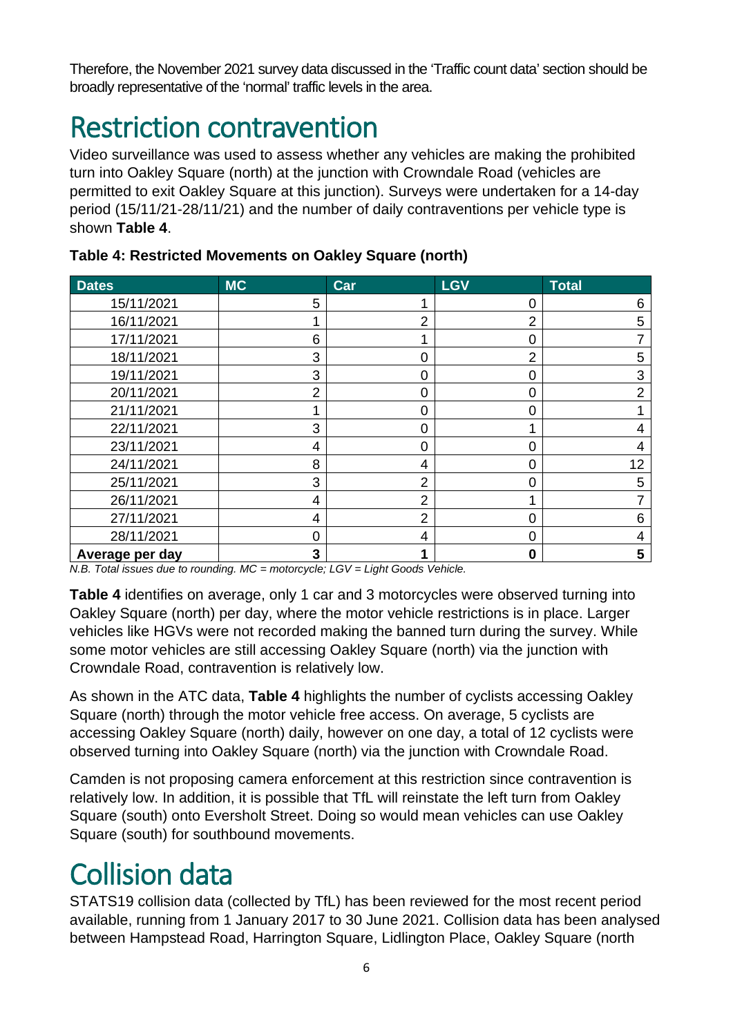Therefore, the November 2021 survey data discussed in the 'Traffic count data' section should be broadly representative of the 'normal' traffic levels in the area.

# Restriction contravention

Video surveillance was used to assess whether any vehicles are making the prohibited turn into Oakley Square (north) at the junction with Crowndale Road (vehicles are permitted to exit Oakley Square at this junction). Surveys were undertaken for a 14-day period (15/11/21-28/11/21) and the number of daily contraventions per vehicle type is shown **Table 4**.

**Table 4: Restricted Movements on Oakley Square (north)**

| Dates | MC | Car | LGV | Total |
|---|---|---|---|---|
| 15/11/2021 | 5 | 1 | 0 | 6 |
| 16/11/2021 | 1 | 2 | 2 | 5 |
| 17/11/2021 | 6 | 1 | 0 | 7 |
| 18/11/2021 | 3 | 0 | 2 | 5 |
| 19/11/2021 | 3 | 0 | 0 | 3 |
| 20/11/2021 | 2 | 0 | 0 | 2 |
| 21/11/2021 | 1 | 0 | 0 | 1 |
| 22/11/2021 | 3 | 0 | 1 | 4 |
| 23/11/2021 | 4 | 0 | 0 | 4 |
| 24/11/2021 | 8 | 4 | 0 | 12 |
| 25/11/2021 | 3 | 2 | 0 | 5 |
| 26/11/2021 | 4 | 2 | 1 | 7 |
| 27/11/2021 | 4 | 2 | 0 | 6 |
| 28/11/2021 | 0 | 4 | 0 | 4 |
| **Average per day** | **3** | **1** | **0** | **5** |

*N.B. Total issues due to rounding. MC = motorcycle; LGV = Light Goods Vehicle.*

**Table 4** identifies on average, only 1 car and 3 motorcycles were observed turning into Oakley Square (north) per day, where the motor vehicle restrictions is in place. Larger vehicles like HGVs were not recorded making the banned turn during the survey. While some motor vehicles are still accessing Oakley Square (north) via the junction with Crowndale Road, contravention is relatively low.

As shown in the ATC data, **Table 4** highlights the number of cyclists accessing Oakley Square (north) through the motor vehicle free access. On average, 5 cyclists are accessing Oakley Square (north) daily, however on one day, a total of 12 cyclists were observed turning into Oakley Square (north) via the junction with Crowndale Road.

Camden is not proposing camera enforcement at this restriction since contravention is relatively low. In addition, it is possible that TfL will reinstate the left turn from Oakley Square (south) onto Eversholt Street. Doing so would mean vehicles can use Oakley Square (south) for southbound movements.

# Collision data

STATS19 collision data (collected by TfL) has been reviewed for the most recent period available, running from 1 January 2017 to 30 June 2021. Collision data has been analysed between Hampstead Road, Harrington Square, Lidlington Place, Oakley Square (north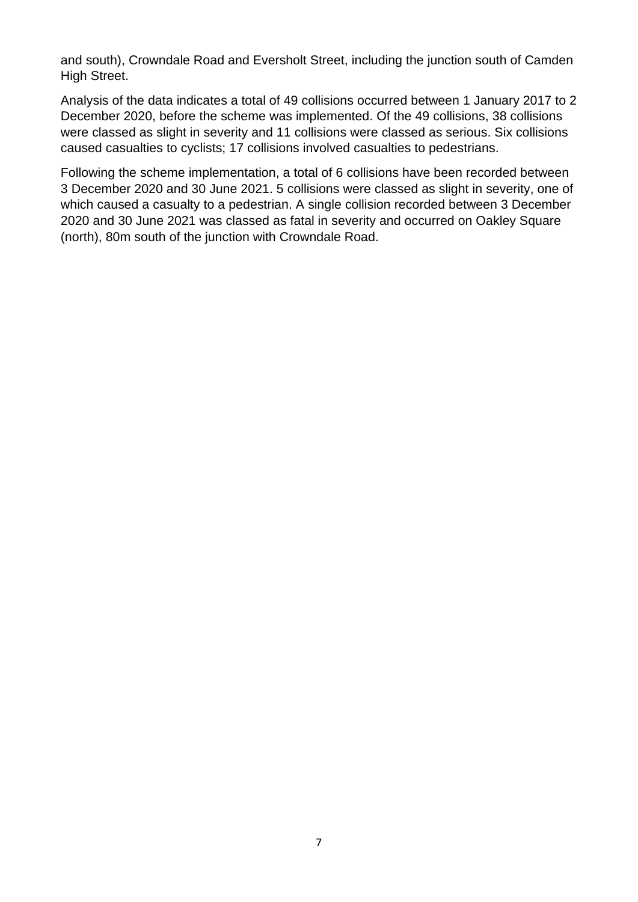and south), Crowndale Road and Eversholt Street, including the junction south of Camden High Street.

Analysis of the data indicates a total of 49 collisions occurred between 1 January 2017 to 2 December 2020, before the scheme was implemented. Of the 49 collisions, 38 collisions were classed as slight in severity and 11 collisions were classed as serious. Six collisions caused casualties to cyclists; 17 collisions involved casualties to pedestrians.

Following the scheme implementation, a total of 6 collisions have been recorded between 3 December 2020 and 30 June 2021. 5 collisions were classed as slight in severity, one of which caused a casualty to a pedestrian. A single collision recorded between 3 December 2020 and 30 June 2021 was classed as fatal in severity and occurred on Oakley Square (north), 80m south of the junction with Crowndale Road.